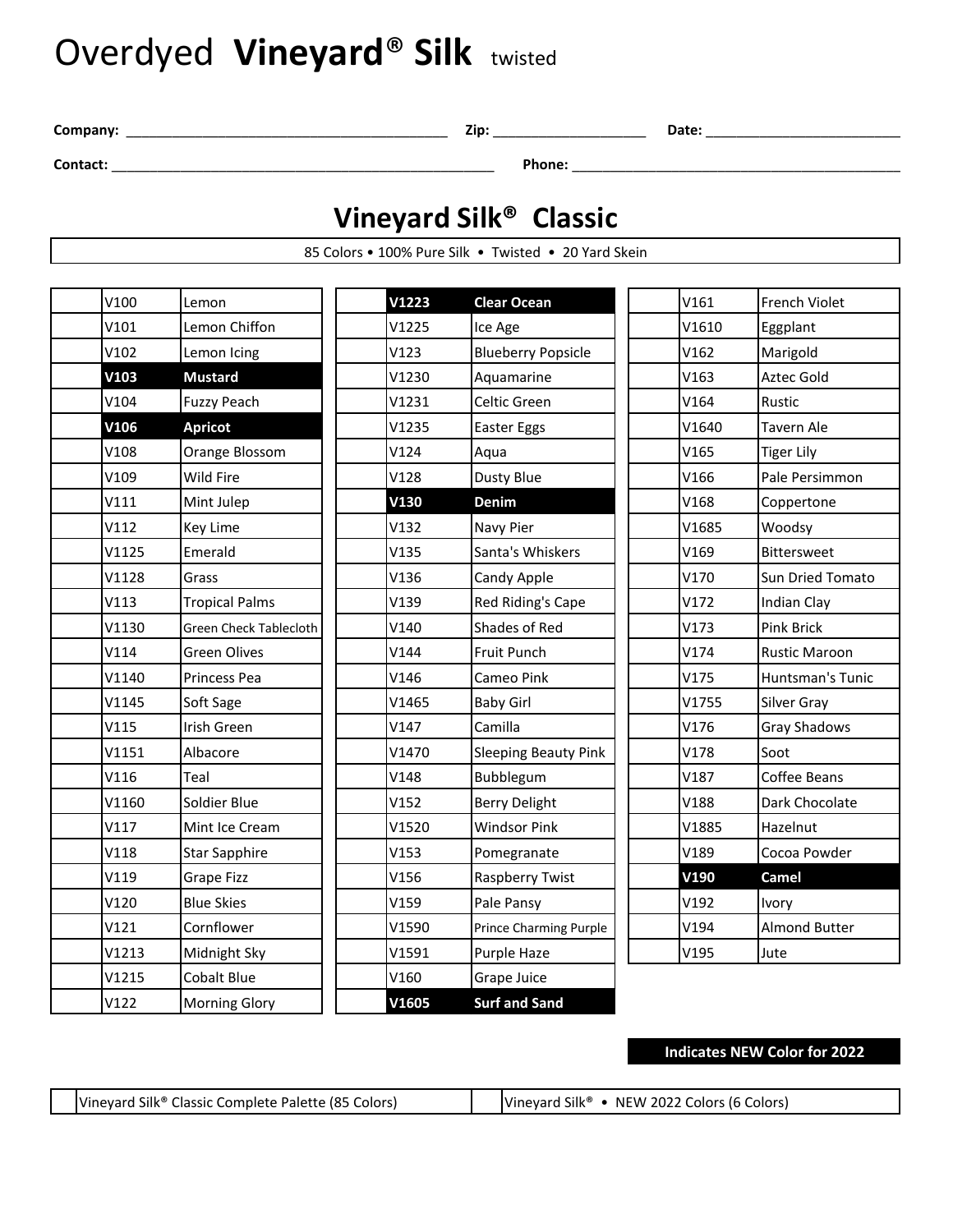# Overdyed **Vineyard® Silk** twisted

**Company:** ________________________ **Zip:** ____________ **Date:** ________________

**Contact:** ______________________________ **Phone:** ____________________________

## Vineyard Silk® Classic

85 Colors • 100% Pure Silk • Twisted • 20 Yard Skein

| | | |
|---|---|---|
| | V100 | Lemon |
| | V101 | Lemon Chiffon |
| | V102 | Lemon Icing |
| | **V103** | **Mustard** |
| | V104 | Fuzzy Peach |
| | **V106** | **Apricot** |
| | V108 | Orange Blossom |
| | V109 | Wild Fire |
| | V111 | Mint Julep |
| | V112 | Key Lime |
| | V1125 | Emerald |
| | V1128 | Grass |
| | V113 | Tropical Palms |
| | V1130 | Green Check Tablecloth |
| | V114 | Green Olives |
| | V1140 | Princess Pea |
| | V1145 | Soft Sage |
| | V115 | Irish Green |
| | V1151 | Albacore |
| | V116 | Teal |
| | V1160 | Soldier Blue |
| | V117 | Mint Ice Cream |
| | V118 | Star Sapphire |
| | V119 | Grape Fizz |
| | V120 | Blue Skies |
| | V121 | Cornflower |
| | V1213 | Midnight Sky |
| | V1215 | Cobalt Blue |
| | V122 | Morning Glory |
| | **V1223** | **Clear Ocean** |
| | V1225 | Ice Age |
| | V123 | Blueberry Popsicle |
| | V1230 | Aquamarine |
| | V1231 | Celtic Green |
| | V1235 | Easter Eggs |
| | V124 | Aqua |
| | V128 | Dusty Blue |
| | **V130** | **Denim** |
| | V132 | Navy Pier |
| | V135 | Santa's Whiskers |
| | V136 | Candy Apple |
| | V139 | Red Riding's Cape |
| | V140 | Shades of Red |
| | V144 | Fruit Punch |
| | V146 | Cameo Pink |
| | V1465 | Baby Girl |
| | V147 | Camilla |
| | V1470 | Sleeping Beauty Pink |
| | V148 | Bubblegum |
| | V152 | Berry Delight |
| | V1520 | Windsor Pink |
| | V153 | Pomegranate |
| | V156 | Raspberry Twist |
| | V159 | Pale Pansy |
| | V1590 | Prince Charming Purple |
| | V1591 | Purple Haze |
| | V160 | Grape Juice |
| | **V1605** | **Surf and Sand** |
| | V161 | French Violet |
| | V1610 | Eggplant |
| | V162 | Marigold |
| | V163 | Aztec Gold |
| | V164 | Rustic |
| | V1640 | Tavern Ale |
| | V165 | Tiger Lily |
| | V166 | Pale Persimmon |
| | V168 | Coppertone |
| | V1685 | Woodsy |
| | V169 | Bittersweet |
| | V170 | Sun Dried Tomato |
| | V172 | Indian Clay |
| | V173 | Pink Brick |
| | V174 | Rustic Maroon |
| | V175 | Huntsman's Tunic |
| | V1755 | Silver Gray |
| | V176 | Gray Shadows |
| | V178 | Soot |
| | V187 | Coffee Beans |
| | V188 | Dark Chocolate |
| | V1885 | Hazelnut |
| | V189 | Cocoa Powder |
| | **V190** | **Camel** |
| | V192 | Ivory |
| | V194 | Almond Butter |
| | V195 | Jute |

**Indicates NEW Color for 2022**

| | | | |
|---|---|---|---|
| | Vineyard Silk® Classic Complete Palette (85 Colors) | | Vineyard Silk® • NEW 2022 Colors (6 Colors) |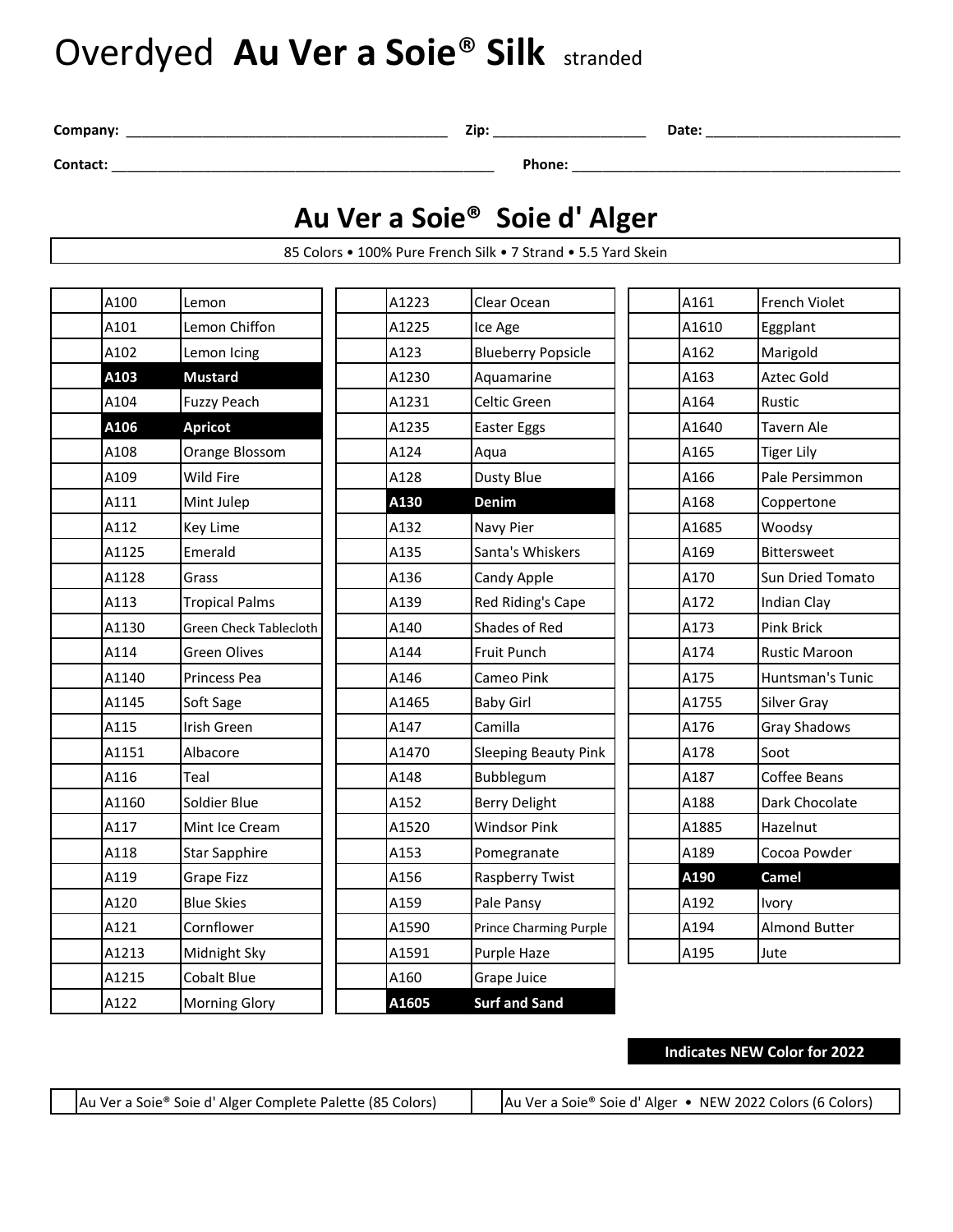# Overdyed **Au Ver a Soie® Silk** stranded

**Company:** ______________________ **Zip:** ____________ **Date:** ______________

**Contact:** ______________________ **Phone:** ______________________

## Au Ver a Soie® Soie d' Alger

85 Colors • 100% Pure French Silk • 7 Strand • 5.5 Yard Skein

| | | |
|---|---|---|
| | A100 | Lemon |
| | A101 | Lemon Chiffon |
| | A102 | Lemon Icing |
| | **A103** | **Mustard** |
| | A104 | Fuzzy Peach |
| | **A106** | **Apricot** |
| | A108 | Orange Blossom |
| | A109 | Wild Fire |
| | A111 | Mint Julep |
| | A112 | Key Lime |
| | A1125 | Emerald |
| | A1128 | Grass |
| | A113 | Tropical Palms |
| | A1130 | Green Check Tablecloth |
| | A114 | Green Olives |
| | A1140 | Princess Pea |
| | A1145 | Soft Sage |
| | A115 | Irish Green |
| | A1151 | Albacore |
| | A116 | Teal |
| | A1160 | Soldier Blue |
| | A117 | Mint Ice Cream |
| | A118 | Star Sapphire |
| | A119 | Grape Fizz |
| | A120 | Blue Skies |
| | A121 | Cornflower |
| | A1213 | Midnight Sky |
| | A1215 | Cobalt Blue |
| | A122 | Morning Glory |

| | | |
|---|---|---|
| | A1223 | Clear Ocean |
| | A1225 | Ice Age |
| | A123 | Blueberry Popsicle |
| | A1230 | Aquamarine |
| | A1231 | Celtic Green |
| | A1235 | Easter Eggs |
| | A124 | Aqua |
| | A128 | Dusty Blue |
| | **A130** | **Denim** |
| | A132 | Navy Pier |
| | A135 | Santa's Whiskers |
| | A136 | Candy Apple |
| | A139 | Red Riding's Cape |
| | A140 | Shades of Red |
| | A144 | Fruit Punch |
| | A146 | Cameo Pink |
| | A1465 | Baby Girl |
| | A147 | Camilla |
| | A1470 | Sleeping Beauty Pink |
| | A148 | Bubblegum |
| | A152 | Berry Delight |
| | A1520 | Windsor Pink |
| | A153 | Pomegranate |
| | A156 | Raspberry Twist |
| | A159 | Pale Pansy |
| | A1590 | Prince Charming Purple |
| | A1591 | Purple Haze |
| | A160 | Grape Juice |
| | **A1605** | **Surf and Sand** |

| | | |
|---|---|---|
| | A161 | French Violet |
| | A1610 | Eggplant |
| | A162 | Marigold |
| | A163 | Aztec Gold |
| | A164 | Rustic |
| | A1640 | Tavern Ale |
| | A165 | Tiger Lily |
| | A166 | Pale Persimmon |
| | A168 | Coppertone |
| | A1685 | Woodsy |
| | A169 | Bittersweet |
| | A170 | Sun Dried Tomato |
| | A172 | Indian Clay |
| | A173 | Pink Brick |
| | A174 | Rustic Maroon |
| | A175 | Huntsman's Tunic |
| | A1755 | Silver Gray |
| | A176 | Gray Shadows |
| | A178 | Soot |
| | A187 | Coffee Beans |
| | A188 | Dark Chocolate |
| | A1885 | Hazelnut |
| | A189 | Cocoa Powder |
| | **A190** | **Camel** |
| | A192 | Ivory |
| | A194 | Almond Butter |
| | A195 | Jute |

**Indicates NEW Color for 2022**

| | | | |
|---|---|---|---|
| | Au Ver a Soie® Soie d' Alger Complete Palette (85 Colors) | | Au Ver a Soie® Soie d' Alger • NEW 2022 Colors (6 Colors) |